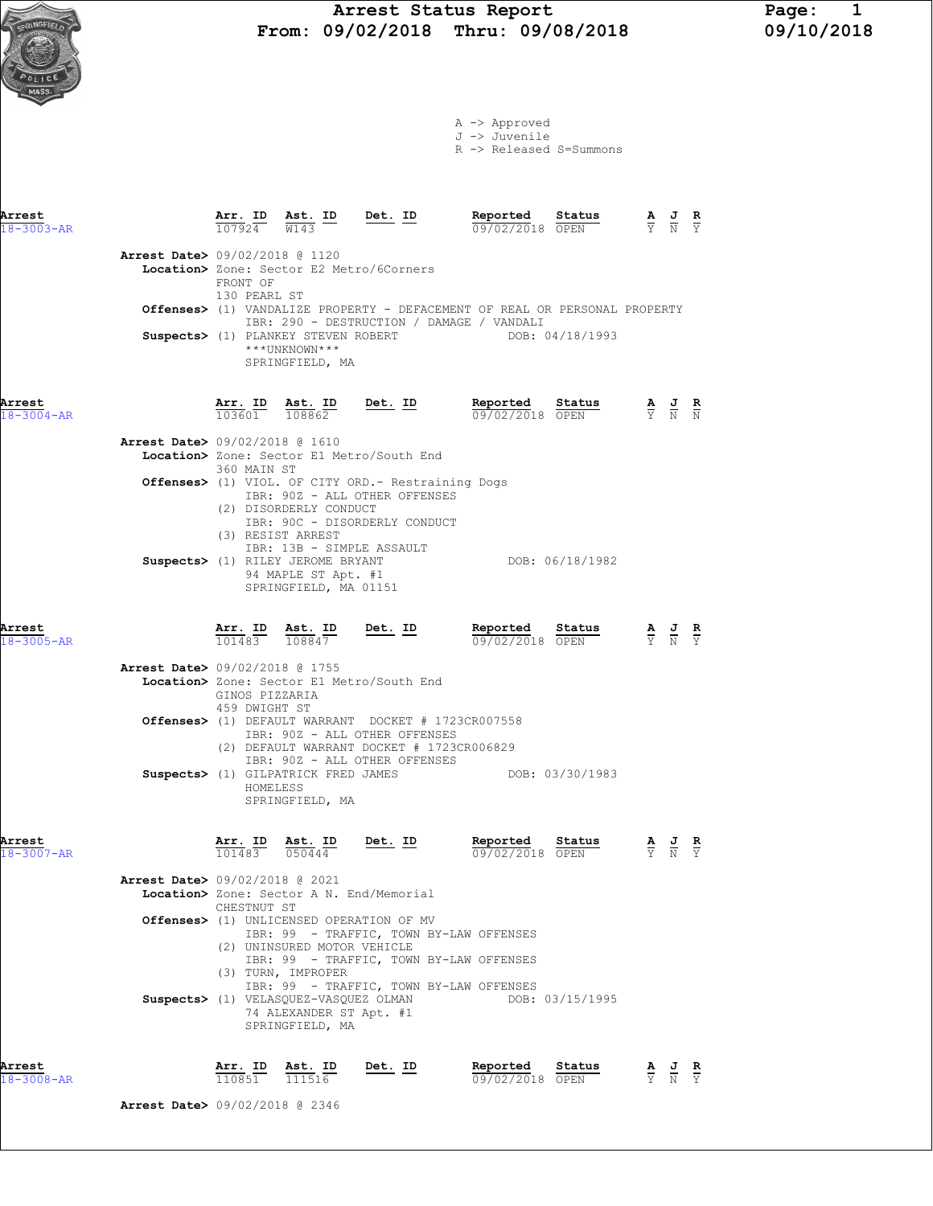# Arrest Status Report

**From: 09/02/2018 Thru: 09/08/2018**

A -> Approved
J -> Juvenile
R -> Released S=Summons

---

**Arrest** 18-3003-AR

| Arr. ID | Ast. ID | Det. ID | Reported | Status | A | J | R |
|---|---|---|---|---|---|---|---|
| 107924 | W143 | | 09/02/2018 | OPEN | Y | N | Y |

**Arrest Date>** 09/02/2018 @ 1120
**Location>** Zone: Sector E2 Metro/6Corners
FRONT OF
130 PEARL ST
**Offenses>** (1) VANDALIZE PROPERTY - DEFACEMENT OF REAL OR PERSONAL PROPERTY
IBR: 290 - DESTRUCTION / DAMAGE / VANDALI
**Suspects>** (1) PLANKEY STEVEN ROBERT DOB: 04/18/1993
\*\*\*UNKNOWN\*\*\*
SPRINGFIELD, MA

---

**Arrest** 18-3004-AR

| Arr. ID | Ast. ID | Det. ID | Reported | Status | A | J | R |
|---|---|---|---|---|---|---|---|
| 103601 | 108862 | | 09/02/2018 | OPEN | Y | N | N |

**Arrest Date>** 09/02/2018 @ 1610
**Location>** Zone: Sector E1 Metro/South End
360 MAIN ST
**Offenses>** (1) VIOL. OF CITY ORD.- Restraining Dogs
IBR: 90Z - ALL OTHER OFFENSES
(2) DISORDERLY CONDUCT
IBR: 90C - DISORDERLY CONDUCT
(3) RESIST ARREST
IBR: 13B - SIMPLE ASSAULT
**Suspects>** (1) RILEY JEROME BRYANT DOB: 06/18/1982
94 MAPLE ST Apt. #1
SPRINGFIELD, MA 01151

---

**Arrest** 18-3005-AR

| Arr. ID | Ast. ID | Det. ID | Reported | Status | A | J | R |
|---|---|---|---|---|---|---|---|
| 101483 | 108847 | | 09/02/2018 | OPEN | Y | N | Y |

**Arrest Date>** 09/02/2018 @ 1755
**Location>** Zone: Sector E1 Metro/South End
GINOS PIZZARIA
459 DWIGHT ST
**Offenses>** (1) DEFAULT WARRANT DOCKET # 1723CR007558
IBR: 90Z - ALL OTHER OFFENSES
(2) DEFAULT WARRANT DOCKET # 1723CR006829
IBR: 90Z - ALL OTHER OFFENSES
**Suspects>** (1) GILPATRICK FRED JAMES DOB: 03/30/1983
HOMELESS
SPRINGFIELD, MA

---

**Arrest** 18-3007-AR

| Arr. ID | Ast. ID | Det. ID | Reported | Status | A | J | R |
|---|---|---|---|---|---|---|---|
| 101483 | 050444 | | 09/02/2018 | OPEN | Y | N | Y |

**Arrest Date>** 09/02/2018 @ 2021
**Location>** Zone: Sector A N. End/Memorial
CHESTNUT ST
**Offenses>** (1) UNLICENSED OPERATION OF MV
IBR: 99 - TRAFFIC, TOWN BY-LAW OFFENSES
(2) UNINSURED MOTOR VEHICLE
IBR: 99 - TRAFFIC, TOWN BY-LAW OFFENSES
(3) TURN, IMPROPER
IBR: 99 - TRAFFIC, TOWN BY-LAW OFFENSES
**Suspects>** (1) VELASQUEZ-VASQUEZ OLMAN DOB: 03/15/1995
74 ALEXANDER ST Apt. #1
SPRINGFIELD, MA

---

**Arrest** 18-3008-AR

| Arr. ID | Ast. ID | Det. ID | Reported | Status | A | J | R |
|---|---|---|---|---|---|---|---|
| 110851 | 111516 | | 09/02/2018 | OPEN | Y | N | Y |

**Arrest Date>** 09/02/2018 @ 2346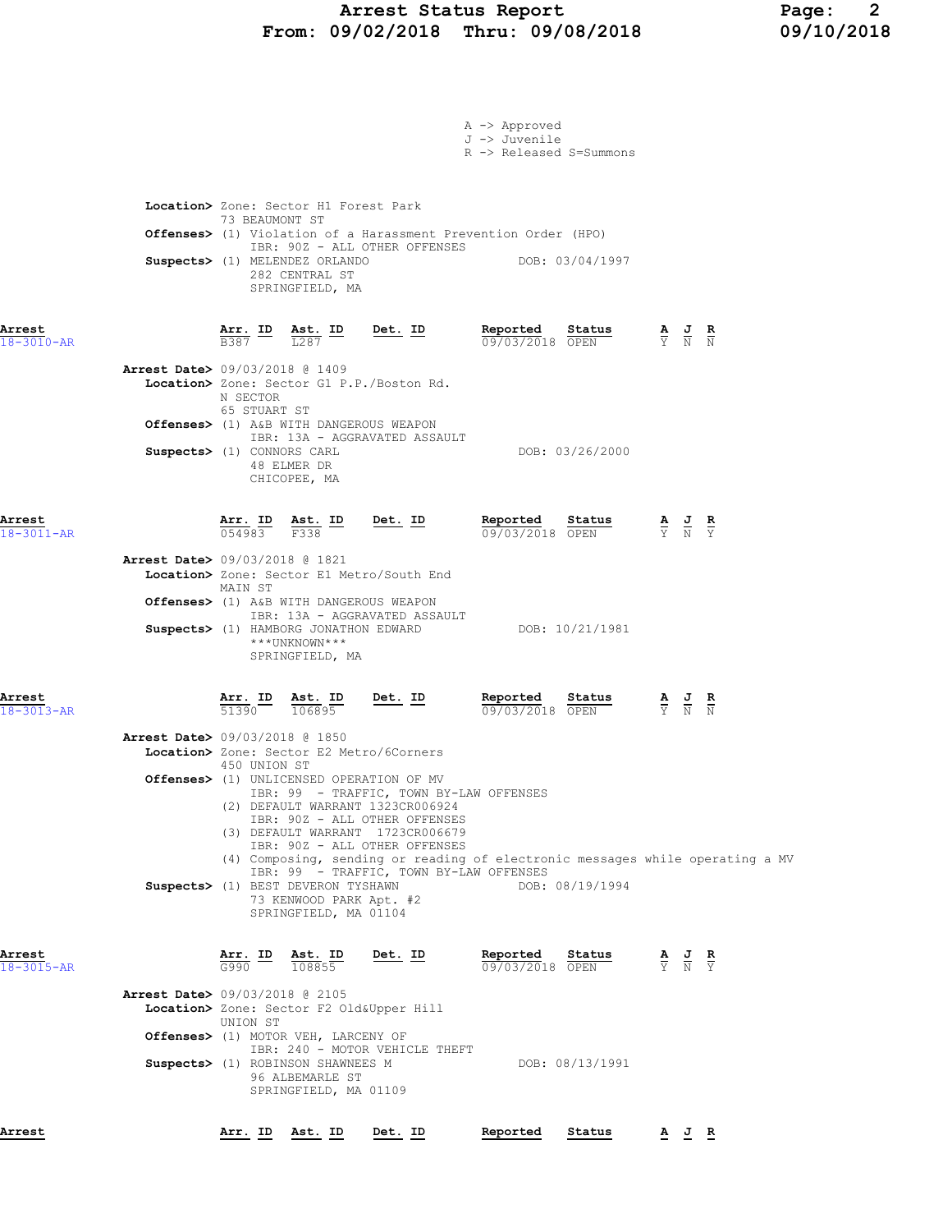A -> Approved
J -> Juvenile
R -> Released S=Summons

**Location>** Zone: Sector H1 Forest Park
73 BEAUMONT ST
**Offenses>** (1) Violation of a Harassment Prevention Order (HPO)
IBR: 90Z - ALL OTHER OFFENSES
**Suspects>** (1) MELENDEZ ORLANDO DOB: 03/04/1997
282 CENTRAL ST
SPRINGFIELD, MA

| Arrest | Arr. ID | Ast. ID | Det. ID | Reported | Status | A | J | R |
|---|---|---|---|---|---|---|---|---|
| 18-3010-AR | B387 | L287 | | 09/03/2018 | OPEN | Y | N | N |

**Arrest Date>** 09/03/2018 @ 1409
**Location>** Zone: Sector G1 P.P./Boston Rd.
N SECTOR
65 STUART ST
**Offenses>** (1) A&B WITH DANGEROUS WEAPON
IBR: 13A - AGGRAVATED ASSAULT
**Suspects>** (1) CONNORS CARL DOB: 03/26/2000
48 ELMER DR
CHICOPEE, MA

| Arrest | Arr. ID | Ast. ID | Det. ID | Reported | Status | A | J | R |
|---|---|---|---|---|---|---|---|---|
| 18-3011-AR | 054983 | F338 | | 09/03/2018 | OPEN | Y | N | Y |

**Arrest Date>** 09/03/2018 @ 1821
**Location>** Zone: Sector E1 Metro/South End
MAIN ST
**Offenses>** (1) A&B WITH DANGEROUS WEAPON
IBR: 13A - AGGRAVATED ASSAULT
**Suspects>** (1) HAMBORG JONATHON EDWARD DOB: 10/21/1981
***UNKNOWN***
SPRINGFIELD, MA

| Arrest | Arr. ID | Ast. ID | Det. ID | Reported | Status | A | J | R |
|---|---|---|---|---|---|---|---|---|
| 18-3013-AR | 51390 | 106895 | | 09/03/2018 | OPEN | Y | N | N |

**Arrest Date>** 09/03/2018 @ 1850
**Location>** Zone: Sector E2 Metro/6Corners
450 UNION ST
**Offenses>** (1) UNLICENSED OPERATION OF MV
IBR: 99 - TRAFFIC, TOWN BY-LAW OFFENSES
(2) DEFAULT WARRANT 1323CR006924
IBR: 90Z - ALL OTHER OFFENSES
(3) DEFAULT WARRANT 1723CR006679
IBR: 90Z - ALL OTHER OFFENSES
(4) Composing, sending or reading of electronic messages while operating a MV
IBR: 99 - TRAFFIC, TOWN BY-LAW OFFENSES
**Suspects>** (1) BEST DEVERON TYSHAWN DOB: 08/19/1994
73 KENWOOD PARK Apt. #2
SPRINGFIELD, MA 01104

| Arrest | Arr. ID | Ast. ID | Det. ID | Reported | Status | A | J | R |
|---|---|---|---|---|---|---|---|---|
| 18-3015-AR | G990 | 108855 | | 09/03/2018 | OPEN | Y | N | Y |

**Arrest Date>** 09/03/2018 @ 2105
**Location>** Zone: Sector F2 Old&Upper Hill
UNION ST
**Offenses>** (1) MOTOR VEH, LARCENY OF
IBR: 240 - MOTOR VEHICLE THEFT
**Suspects>** (1) ROBINSON SHAWNEES M DOB: 08/13/1991
96 ALBEMARLE ST
SPRINGFIELD, MA 01109

| Arrest | Arr. ID | Ast. ID | Det. ID | Reported | Status | A | J | R |
|---|---|---|---|---|---|---|---|---|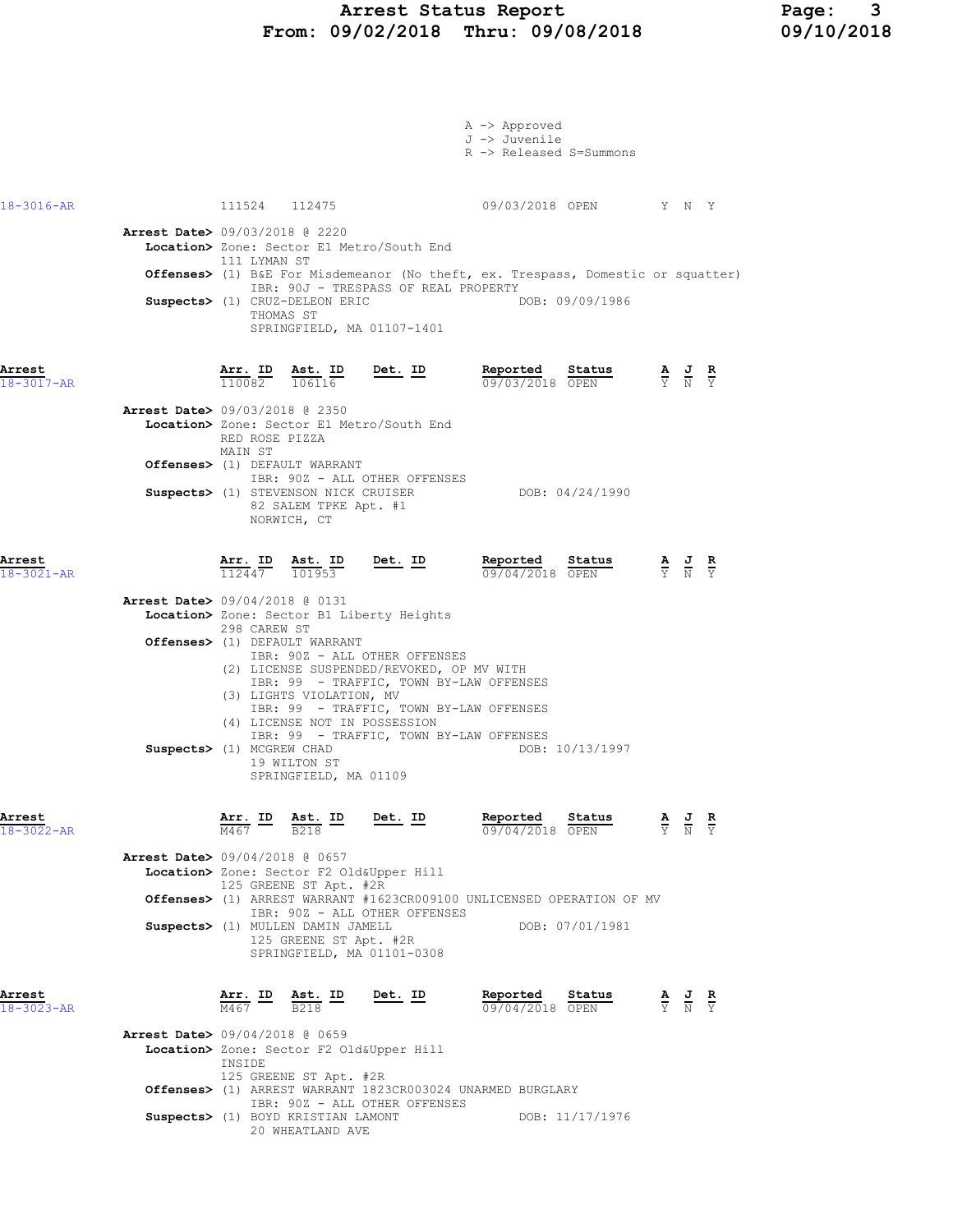A -> Approved
J -> Juvenile
R -> Released S=Summons

**18-3016-AR** 111524 112475 09/03/2018 OPEN Y N Y

**Arrest Date>** 09/03/2018 @ 2220
**Location>** Zone: Sector E1 Metro/South End
111 LYMAN ST
**Offenses>** (1) B&E For Misdemeanor (No theft, ex. Trespass, Domestic or squatter)
IBR: 90J - TRESPASS OF REAL PROPERTY
**Suspects>** (1) CRUZ-DELEON ERIC DOB: 09/09/1986
THOMAS ST
SPRINGFIELD, MA 01107-1401

| Arrest | Arr. ID | Ast. ID | Det. ID | Reported | Status | A | J | R |
|---|---|---|---|---|---|---|---|---|
| 18-3017-AR | 110082 | 106116 | | 09/03/2018 | OPEN | Y | N | Y |

**Arrest Date>** 09/03/2018 @ 2350
**Location>** Zone: Sector E1 Metro/South End
RED ROSE PIZZA
MAIN ST
**Offenses>** (1) DEFAULT WARRANT
IBR: 90Z - ALL OTHER OFFENSES
**Suspects>** (1) STEVENSON NICK CRUISER DOB: 04/24/1990
82 SALEM TPKE Apt. #1
NORWICH, CT

| Arrest | Arr. ID | Ast. ID | Det. ID | Reported | Status | A | J | R |
|---|---|---|---|---|---|---|---|---|
| 18-3021-AR | 112447 | 101953 | | 09/04/2018 | OPEN | Y | N | Y |

**Arrest Date>** 09/04/2018 @ 0131
**Location>** Zone: Sector B1 Liberty Heights
298 CAREW ST
**Offenses>** (1) DEFAULT WARRANT
IBR: 90Z - ALL OTHER OFFENSES
(2) LICENSE SUSPENDED/REVOKED, OP MV WITH
IBR: 99 - TRAFFIC, TOWN BY-LAW OFFENSES
(3) LIGHTS VIOLATION, MV
IBR: 99 - TRAFFIC, TOWN BY-LAW OFFENSES
(4) LICENSE NOT IN POSSESSION
IBR: 99 - TRAFFIC, TOWN BY-LAW OFFENSES
**Suspects>** (1) MCGREW CHAD DOB: 10/13/1997
19 WILTON ST
SPRINGFIELD, MA 01109

| Arrest | Arr. ID | Ast. ID | Det. ID | Reported | Status | A | J | R |
|---|---|---|---|---|---|---|---|---|
| 18-3022-AR | M467 | B218 | | 09/04/2018 | OPEN | Y | N | Y |

**Arrest Date>** 09/04/2018 @ 0657
**Location>** Zone: Sector F2 Old&Upper Hill
125 GREENE ST Apt. #2R
**Offenses>** (1) ARREST WARRANT #1623CR009100 UNLICENSED OPERATION OF MV
IBR: 90Z - ALL OTHER OFFENSES
**Suspects>** (1) MULLEN DAMIN JAMELL DOB: 07/01/1981
125 GREENE ST Apt. #2R
SPRINGFIELD, MA 01101-0308

| Arrest | Arr. ID | Ast. ID | Det. ID | Reported | Status | A | J | R |
|---|---|---|---|---|---|---|---|---|
| 18-3023-AR | M467 | B218 | | 09/04/2018 | OPEN | Y | N | Y |

**Arrest Date>** 09/04/2018 @ 0659
**Location>** Zone: Sector F2 Old&Upper Hill
INSIDE
125 GREENE ST Apt. #2R
**Offenses>** (1) ARREST WARRANT 1823CR003024 UNARMED BURGLARY
IBR: 90Z - ALL OTHER OFFENSES
**Suspects>** (1) BOYD KRISTIAN LAMONT DOB: 11/17/1976
20 WHEATLAND AVE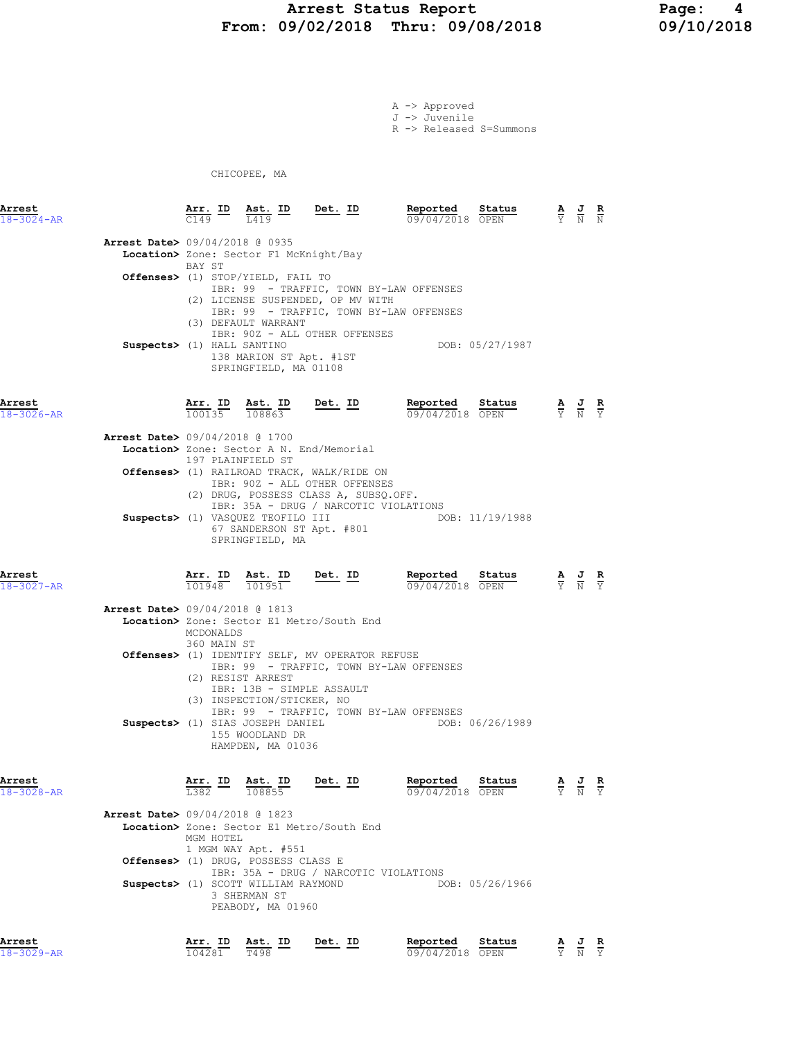# Arrest Status Report
## From: 09/02/2018 Thru: 09/08/2018

A -> Approved
J -> Juvenile
R -> Released S=Summons

CHICOPEE, MA

---

**Arrest** 18-3024-AR

| Arr. ID | Ast. ID | Det. ID | Reported | Status | A | J | R |
|---|---|---|---|---|---|---|---|
| C149 | L419 | | 09/04/2018 | OPEN | Y | N | N |

**Arrest Date>** 09/04/2018 @ 0935
**Location>** Zone: Sector F1 McKnight/Bay
BAY ST
**Offenses>** (1) STOP/YIELD, FAIL TO
IBR: 99 - TRAFFIC, TOWN BY-LAW OFFENSES
(2) LICENSE SUSPENDED, OP MV WITH
IBR: 99 - TRAFFIC, TOWN BY-LAW OFFENSES
(3) DEFAULT WARRANT
IBR: 90Z - ALL OTHER OFFENSES
**Suspects>** (1) HALL SANTINO DOB: 05/27/1987
138 MARION ST Apt. #1ST
SPRINGFIELD, MA 01108

---

**Arrest** 18-3026-AR

| Arr. ID | Ast. ID | Det. ID | Reported | Status | A | J | R |
|---|---|---|---|---|---|---|---|
| 100135 | 108863 | | 09/04/2018 | OPEN | Y | N | Y |

**Arrest Date>** 09/04/2018 @ 1700
**Location>** Zone: Sector A N. End/Memorial
197 PLAINFIELD ST
**Offenses>** (1) RAILROAD TRACK, WALK/RIDE ON
IBR: 90Z - ALL OTHER OFFENSES
(2) DRUG, POSSESS CLASS A, SUBSQ.OFF.
IBR: 35A - DRUG / NARCOTIC VIOLATIONS
**Suspects>** (1) VASQUEZ TEOFILO III DOB: 11/19/1988
67 SANDERSON ST Apt. #801
SPRINGFIELD, MA

---

**Arrest** 18-3027-AR

| Arr. ID | Ast. ID | Det. ID | Reported | Status | A | J | R |
|---|---|---|---|---|---|---|---|
| 101948 | 101951 | | 09/04/2018 | OPEN | Y | N | Y |

**Arrest Date>** 09/04/2018 @ 1813
**Location>** Zone: Sector E1 Metro/South End
MCDONALDS
360 MAIN ST
**Offenses>** (1) IDENTIFY SELF, MV OPERATOR REFUSE
IBR: 99 - TRAFFIC, TOWN BY-LAW OFFENSES
(2) RESIST ARREST
IBR: 13B - SIMPLE ASSAULT
(3) INSPECTION/STICKER, NO
IBR: 99 - TRAFFIC, TOWN BY-LAW OFFENSES
**Suspects>** (1) SIAS JOSEPH DANIEL DOB: 06/26/1989
155 WOODLAND DR
HAMPDEN, MA 01036

---

**Arrest** 18-3028-AR

| Arr. ID | Ast. ID | Det. ID | Reported | Status | A | J | R |
|---|---|---|---|---|---|---|---|
| L382 | 108855 | | 09/04/2018 | OPEN | Y | N | Y |

**Arrest Date>** 09/04/2018 @ 1823
**Location>** Zone: Sector E1 Metro/South End
MGM HOTEL
1 MGM WAY Apt. #551
**Offenses>** (1) DRUG, POSSESS CLASS E
IBR: 35A - DRUG / NARCOTIC VIOLATIONS
**Suspects>** (1) SCOTT WILLIAM RAYMOND DOB: 05/26/1966
3 SHERMAN ST
PEABODY, MA 01960

---

**Arrest** 18-3029-AR

| Arr. ID | Ast. ID | Det. ID | Reported | Status | A | J | R |
|---|---|---|---|---|---|---|---|
| 104281 | T498 | | 09/04/2018 | OPEN | Y | N | Y |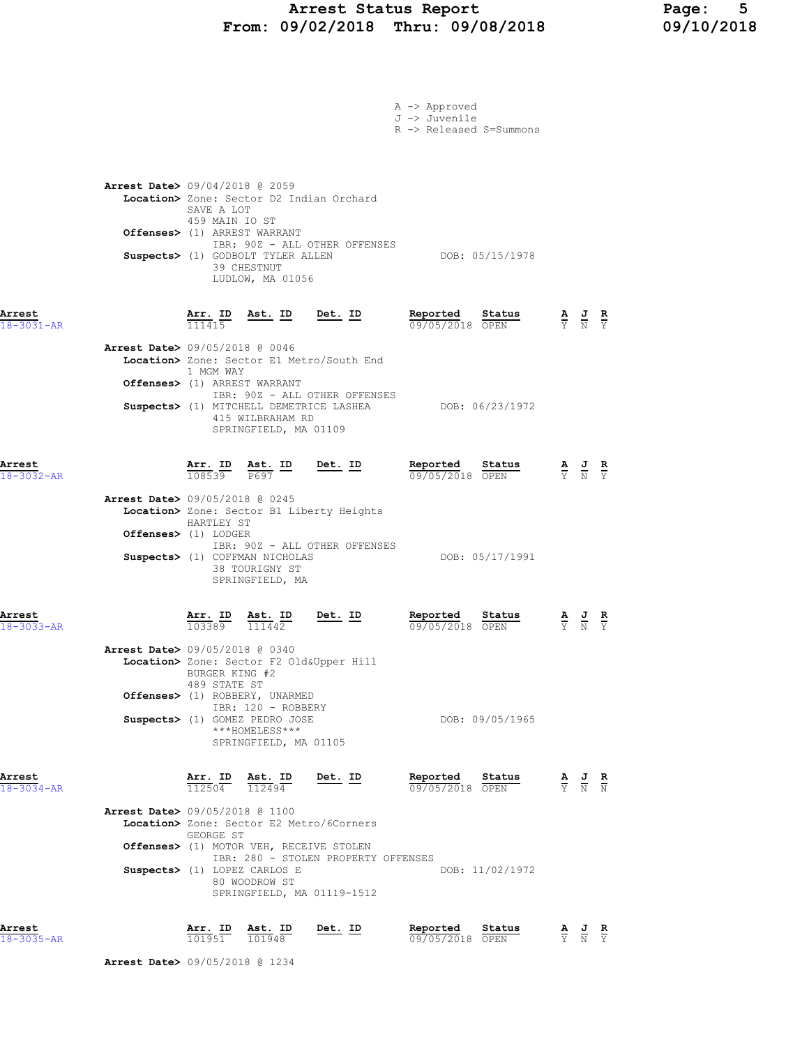A -> Approved
J -> Juvenile
R -> Released S=Summons

**Arrest Date>** 09/04/2018 @ 2059
**Location>** Zone: Sector D2 Indian Orchard
SAVE A LOT
459 MAIN IO ST
**Offenses>** (1) ARREST WARRANT
IBR: 90Z - ALL OTHER OFFENSES
**Suspects>** (1) GODBOLT TYLER ALLEN DOB: 05/15/1978
39 CHESTNUT
LUDLOW, MA 01056

| Arrest | Arr. ID | Ast. ID | Det. ID | Reported | Status | A | J | R |
|---|---|---|---|---|---|---|---|---|
| 18-3031-AR | 111415 | | | 09/05/2018 | OPEN | Y | N | Y |

**Arrest Date>** 09/05/2018 @ 0046
**Location>** Zone: Sector E1 Metro/South End
1 MGM WAY
**Offenses>** (1) ARREST WARRANT
IBR: 90Z - ALL OTHER OFFENSES
**Suspects>** (1) MITCHELL DEMETRICE LASHEA DOB: 06/23/1972
415 WILBRAHAM RD
SPRINGFIELD, MA 01109

| Arrest | Arr. ID | Ast. ID | Det. ID | Reported | Status | A | J | R |
|---|---|---|---|---|---|---|---|---|
| 18-3032-AR | 108539 | P697 | | 09/05/2018 | OPEN | Y | N | Y |

**Arrest Date>** 09/05/2018 @ 0245
**Location>** Zone: Sector B1 Liberty Heights
HARTLEY ST
**Offenses>** (1) LODGER
IBR: 90Z - ALL OTHER OFFENSES
**Suspects>** (1) COFFMAN NICHOLAS DOB: 05/17/1991
38 TOURIGNY ST
SPRINGFIELD, MA

| Arrest | Arr. ID | Ast. ID | Det. ID | Reported | Status | A | J | R |
|---|---|---|---|---|---|---|---|---|
| 18-3033-AR | 103389 | 111442 | | 09/05/2018 | OPEN | Y | N | Y |

**Arrest Date>** 09/05/2018 @ 0340
**Location>** Zone: Sector F2 Old&Upper Hill
BURGER KING #2
489 STATE ST
**Offenses>** (1) ROBBERY, UNARMED
IBR: 120 - ROBBERY
**Suspects>** (1) GOMEZ PEDRO JOSE DOB: 09/05/1965
***HOMELESS***
SPRINGFIELD, MA 01105

| Arrest | Arr. ID | Ast. ID | Det. ID | Reported | Status | A | J | R |
|---|---|---|---|---|---|---|---|---|
| 18-3034-AR | 112504 | 112494 | | 09/05/2018 | OPEN | Y | N | N |

**Arrest Date>** 09/05/2018 @ 1100
**Location>** Zone: Sector E2 Metro/6Corners
GEORGE ST
**Offenses>** (1) MOTOR VEH, RECEIVE STOLEN
IBR: 280 - STOLEN PROPERTY OFFENSES
**Suspects>** (1) LOPEZ CARLOS E DOB: 11/02/1972
80 WOODROW ST
SPRINGFIELD, MA 01119-1512

| Arrest | Arr. ID | Ast. ID | Det. ID | Reported | Status | A | J | R |
|---|---|---|---|---|---|---|---|---|
| 18-3035-AR | 101951 | 101948 | | 09/05/2018 | OPEN | Y | N | Y |

**Arrest Date>** 09/05/2018 @ 1234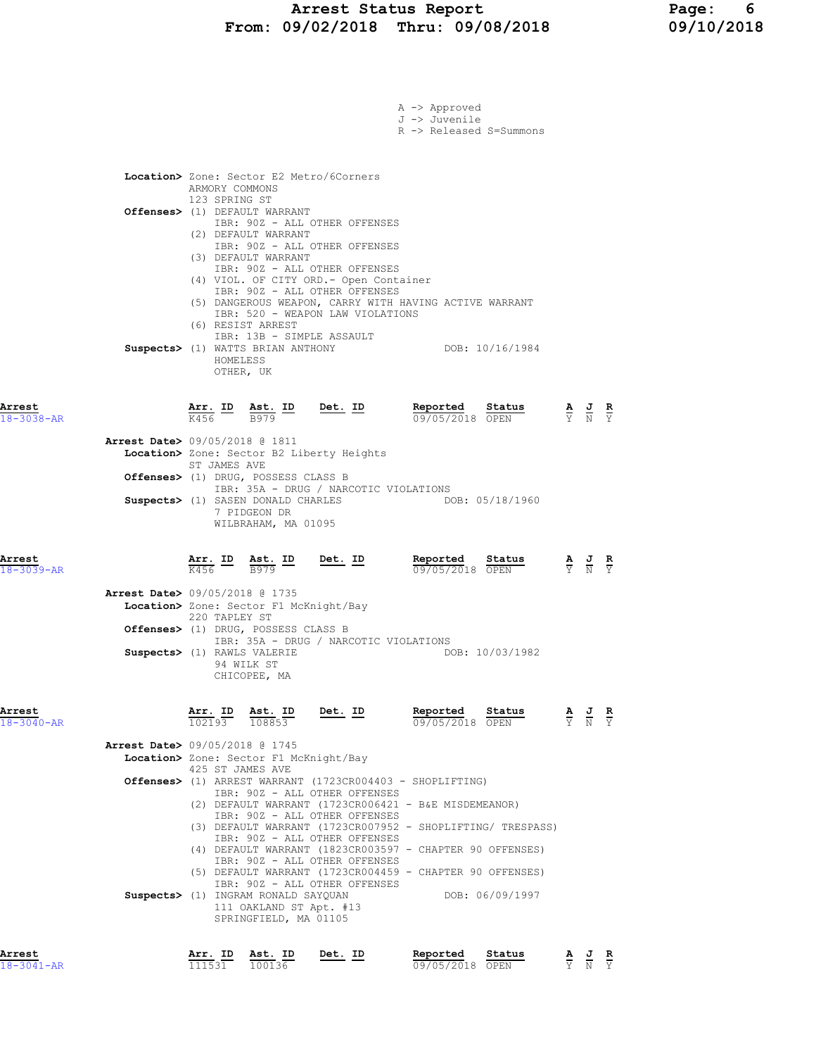A -> Approved
J -> Juvenile
R -> Released S=Summons

**Location>** Zone: Sector E2 Metro/6Corners
ARMORY COMMONS
123 SPRING ST

**Offenses>** (1) DEFAULT WARRANT
IBR: 90Z - ALL OTHER OFFENSES
(2) DEFAULT WARRANT
IBR: 90Z - ALL OTHER OFFENSES
(3) DEFAULT WARRANT
IBR: 90Z - ALL OTHER OFFENSES
(4) VIOL. OF CITY ORD.- Open Container
IBR: 90Z - ALL OTHER OFFENSES
(5) DANGEROUS WEAPON, CARRY WITH HAVING ACTIVE WARRANT
IBR: 520 - WEAPON LAW VIOLATIONS
(6) RESIST ARREST
IBR: 13B - SIMPLE ASSAULT

**Suspects>** (1) WATTS BRIAN ANTHONY DOB: 10/16/1984
HOMELESS
OTHER, UK

| Arrest | Arr. ID | Ast. ID | Det. ID | Reported | Status | A | J | R |
|---|---|---|---|---|---|---|---|---|
| 18-3038-AR | K456 | B979 | | 09/05/2018 | OPEN | Y | N | Y |

**Arrest Date>** 09/05/2018 @ 1811
**Location>** Zone: Sector B2 Liberty Heights
ST JAMES AVE
**Offenses>** (1) DRUG, POSSESS CLASS B
IBR: 35A - DRUG / NARCOTIC VIOLATIONS
**Suspects>** (1) SASEN DONALD CHARLES DOB: 05/18/1960
7 PIDGEON DR
WILBRAHAM, MA 01095

| Arrest | Arr. ID | Ast. ID | Det. ID | Reported | Status | A | J | R |
|---|---|---|---|---|---|---|---|---|
| 18-3039-AR | K456 | B979 | | 09/05/2018 | OPEN | Y | N | Y |

**Arrest Date>** 09/05/2018 @ 1735
**Location>** Zone: Sector F1 McKnight/Bay
220 TAPLEY ST
**Offenses>** (1) DRUG, POSSESS CLASS B
IBR: 35A - DRUG / NARCOTIC VIOLATIONS
**Suspects>** (1) RAWLS VALERIE DOB: 10/03/1982
94 WILK ST
CHICOPEE, MA

| Arrest | Arr. ID | Ast. ID | Det. ID | Reported | Status | A | J | R |
|---|---|---|---|---|---|---|---|---|
| 18-3040-AR | 102193 | 108853 | | 09/05/2018 | OPEN | Y | N | Y |

**Arrest Date>** 09/05/2018 @ 1745
**Location>** Zone: Sector F1 McKnight/Bay
425 ST JAMES AVE
**Offenses>** (1) ARREST WARRANT (1723CR004403 - SHOPLIFTING)
IBR: 90Z - ALL OTHER OFFENSES
(2) DEFAULT WARRANT (1723CR006421 - B&E MISDEMEANOR)
IBR: 90Z - ALL OTHER OFFENSES
(3) DEFAULT WARRANT (1723CR007952 - SHOPLIFTING/ TRESPASS)
IBR: 90Z - ALL OTHER OFFENSES
(4) DEFAULT WARRANT (1823CR003597 - CHAPTER 90 OFFENSES)
IBR: 90Z - ALL OTHER OFFENSES
(5) DEFAULT WARRANT (1723CR004459 - CHAPTER 90 OFFENSES)
IBR: 90Z - ALL OTHER OFFENSES
**Suspects>** (1) INGRAM RONALD SAYQUAN DOB: 06/09/1997
111 OAKLAND ST Apt. #13
SPRINGFIELD, MA 01105

| Arrest | Arr. ID | Ast. ID | Det. ID | Reported | Status | A | J | R |
|---|---|---|---|---|---|---|---|---|
| 18-3041-AR | 111531 | 100136 | | 09/05/2018 | OPEN | Y | N | Y |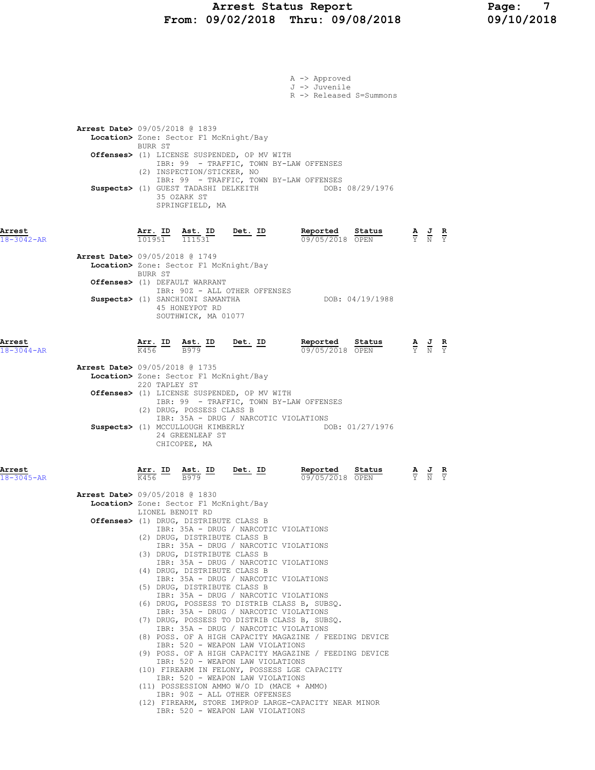A -> Approved
J -> Juvenile
R -> Released S=Summons

**Arrest Date>** 09/05/2018 @ 1839
**Location>** Zone: Sector F1 McKnight/Bay
BURR ST
**Offenses>** (1) LICENSE SUSPENDED, OP MV WITH
IBR: 99 - TRAFFIC, TOWN BY-LAW OFFENSES
(2) INSPECTION/STICKER, NO
IBR: 99 - TRAFFIC, TOWN BY-LAW OFFENSES
**Suspects>** (1) GUEST TADASHI DELKEITH DOB: 08/29/1976
35 OZARK ST
SPRINGFIELD, MA

**Arrest** 18-3042-AR

| Arr. ID | Ast. ID | Det. ID | Reported | Status | A | J | R |
|---|---|---|---|---|---|---|---|
| 101951 | 111531 | | 09/05/2018 | OPEN | Y | N | Y |

**Arrest Date>** 09/05/2018 @ 1749
**Location>** Zone: Sector F1 McKnight/Bay
BURR ST
**Offenses>** (1) DEFAULT WARRANT
IBR: 90Z - ALL OTHER OFFENSES
**Suspects>** (1) SANCHIONI SAMANTHA DOB: 04/19/1988
45 HONEYPOT RD
SOUTHWICK, MA 01077

**Arrest** 18-3044-AR

| Arr. ID | Ast. ID | Det. ID | Reported | Status | A | J | R |
|---|---|---|---|---|---|---|---|
| K456 | B979 | | 09/05/2018 | OPEN | Y | N | Y |

**Arrest Date>** 09/05/2018 @ 1735
**Location>** Zone: Sector F1 McKnight/Bay
220 TAPLEY ST
**Offenses>** (1) LICENSE SUSPENDED, OP MV WITH
IBR: 99 - TRAFFIC, TOWN BY-LAW OFFENSES
(2) DRUG, POSSESS CLASS B
IBR: 35A - DRUG / NARCOTIC VIOLATIONS
**Suspects>** (1) MCCULLOUGH KIMBERLY DOB: 01/27/1976
24 GREENLEAF ST
CHICOPEE, MA

**Arrest** 18-3045-AR

| Arr. ID | Ast. ID | Det. ID | Reported | Status | A | J | R |
|---|---|---|---|---|---|---|---|
| K456 | B979 | | 09/05/2018 | OPEN | Y | N | Y |

**Arrest Date>** 09/05/2018 @ 1830
**Location>** Zone: Sector F1 McKnight/Bay
LIONEL BENOIT RD
**Offenses>** (1) DRUG, DISTRIBUTE CLASS B
IBR: 35A - DRUG / NARCOTIC VIOLATIONS
(2) DRUG, DISTRIBUTE CLASS B
IBR: 35A - DRUG / NARCOTIC VIOLATIONS
(3) DRUG, DISTRIBUTE CLASS B
IBR: 35A - DRUG / NARCOTIC VIOLATIONS
(4) DRUG, DISTRIBUTE CLASS B
IBR: 35A - DRUG / NARCOTIC VIOLATIONS
(5) DRUG, DISTRIBUTE CLASS B
IBR: 35A - DRUG / NARCOTIC VIOLATIONS
(6) DRUG, POSSESS TO DISTRIB CLASS B, SUBSQ.
IBR: 35A - DRUG / NARCOTIC VIOLATIONS
(7) DRUG, POSSESS TO DISTRIB CLASS B, SUBSQ.
IBR: 35A - DRUG / NARCOTIC VIOLATIONS
(8) POSS. OF A HIGH CAPACITY MAGAZINE / FEEDING DEVICE
IBR: 520 - WEAPON LAW VIOLATIONS
(9) POSS. OF A HIGH CAPACITY MAGAZINE / FEEDING DEVICE
IBR: 520 - WEAPON LAW VIOLATIONS
(10) FIREARM IN FELONY, POSSESS LGE CAPACITY
IBR: 520 - WEAPON LAW VIOLATIONS
(11) POSSESSION AMMO W/O ID (MACE + AMMO)
IBR: 90Z - ALL OTHER OFFENSES
(12) FIREARM, STORE IMPROP LARGE-CAPACITY NEAR MINOR
IBR: 520 - WEAPON LAW VIOLATIONS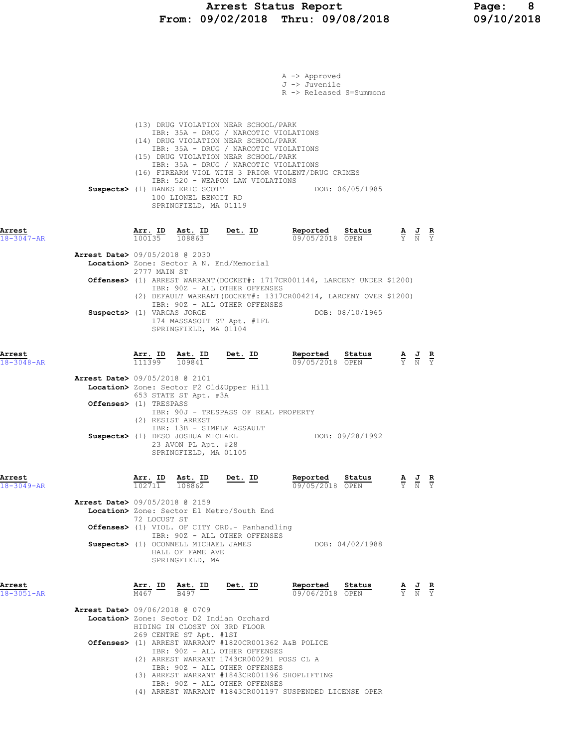A -> Approved
J -> Juvenile
R -> Released S=Summons

(13) DRUG VIOLATION NEAR SCHOOL/PARK
IBR: 35A - DRUG / NARCOTIC VIOLATIONS
(14) DRUG VIOLATION NEAR SCHOOL/PARK
IBR: 35A - DRUG / NARCOTIC VIOLATIONS
(15) DRUG VIOLATION NEAR SCHOOL/PARK
IBR: 35A - DRUG / NARCOTIC VIOLATIONS
(16) FIREARM VIOL WITH 3 PRIOR VIOLENT/DRUG CRIMES
IBR: 520 - WEAPON LAW VIOLATIONS

**Suspects>** (1) BANKS ERIC SCOTT DOB: 06/05/1985
100 LIONEL BENOIT RD
SPRINGFIELD, MA 01119

| Arrest | Arr. ID | Ast. ID | Det. ID | Reported | Status | A | J | R |
|---|---|---|---|---|---|---|---|---|
| 18-3047-AR | 100135 | 108863 | | 09/05/2018 | OPEN | Y | N | Y |

**Arrest Date>** 09/05/2018 @ 2030
**Location>** Zone: Sector A N. End/Memorial
2777 MAIN ST
**Offenses>** (1) ARREST WARRANT(DOCKET#: 1717CR001144, LARCENY UNDER $1200)
IBR: 90Z - ALL OTHER OFFENSES
(2) DEFAULT WARRANT(DOCKET#: 1317CR004214, LARCENY OVER $1200)
IBR: 90Z - ALL OTHER OFFENSES
**Suspects>** (1) VARGAS JORGE DOB: 08/10/1965
174 MASSASOIT ST Apt. #1FL
SPRINGFIELD, MA 01104

| Arrest | Arr. ID | Ast. ID | Det. ID | Reported | Status | A | J | R |
|---|---|---|---|---|---|---|---|---|
| 18-3048-AR | 111399 | 109841 | | 09/05/2018 | OPEN | Y | N | Y |

**Arrest Date>** 09/05/2018 @ 2101
**Location>** Zone: Sector F2 Old&Upper Hill
653 STATE ST Apt. #3A
**Offenses>** (1) TRESPASS
IBR: 90J - TRESPASS OF REAL PROPERTY
(2) RESIST ARREST
IBR: 13B - SIMPLE ASSAULT
**Suspects>** (1) DESO JOSHUA MICHAEL DOB: 09/28/1992
23 AVON PL Apt. #28
SPRINGFIELD, MA 01105

| Arrest | Arr. ID | Ast. ID | Det. ID | Reported | Status | A | J | R |
|---|---|---|---|---|---|---|---|---|
| 18-3049-AR | 102711 | 108862 | | 09/05/2018 | OPEN | Y | N | Y |

**Arrest Date>** 09/05/2018 @ 2159
**Location>** Zone: Sector E1 Metro/South End
72 LOCUST ST
**Offenses>** (1) VIOL. OF CITY ORD.- Panhandling
IBR: 90Z - ALL OTHER OFFENSES
**Suspects>** (1) OCONNELL MICHAEL JAMES DOB: 04/02/1988
HALL OF FAME AVE
SPRINGFIELD, MA

| Arrest | Arr. ID | Ast. ID | Det. ID | Reported | Status | A | J | R |
|---|---|---|---|---|---|---|---|---|
| 18-3051-AR | M467 | B497 | | 09/06/2018 | OPEN | Y | N | Y |

**Arrest Date>** 09/06/2018 @ 0709
**Location>** Zone: Sector D2 Indian Orchard
HIDING IN CLOSET ON 3RD FLOOR
269 CENTRE ST Apt. #1ST
**Offenses>** (1) ARREST WARRANT #1820CR001362 A&B POLICE
IBR: 90Z - ALL OTHER OFFENSES
(2) ARREST WARRANT 1743CR000291 POSS CL A
IBR: 90Z - ALL OTHER OFFENSES
(3) ARREST WARRANT #1843CR001196 SHOPLIFTING
IBR: 90Z - ALL OTHER OFFENSES
(4) ARREST WARRANT #1843CR001197 SUSPENDED LICENSE OPER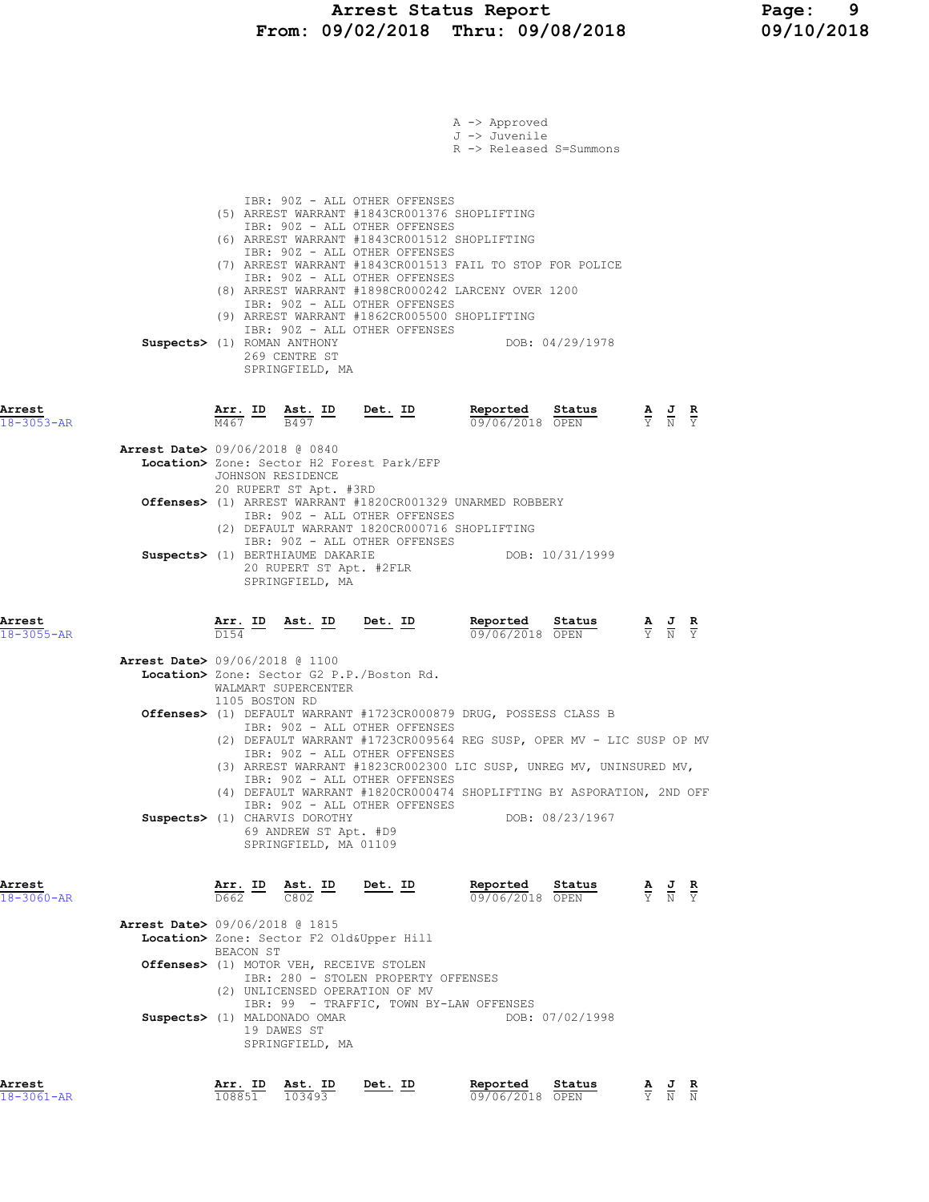A -> Approved
J -> Juvenile
R -> Released S=Summons

IBR: 90Z - ALL OTHER OFFENSES
(5) ARREST WARRANT #1843CR001376 SHOPLIFTING
IBR: 90Z - ALL OTHER OFFENSES
(6) ARREST WARRANT #1843CR001512 SHOPLIFTING
IBR: 90Z - ALL OTHER OFFENSES
(7) ARREST WARRANT #1843CR001513 FAIL TO STOP FOR POLICE
IBR: 90Z - ALL OTHER OFFENSES
(8) ARREST WARRANT #1898CR000242 LARCENY OVER 1200
IBR: 90Z - ALL OTHER OFFENSES
(9) ARREST WARRANT #1862CR005500 SHOPLIFTING
IBR: 90Z - ALL OTHER OFFENSES

**Suspects>** (1) ROMAN ANTHONY DOB: 04/29/1978
269 CENTRE ST
SPRINGFIELD, MA

| Arrest | Arr. ID | Ast. ID | Det. ID | Reported | Status | A | J | R |
|---|---|---|---|---|---|---|---|---|
| 18-3053-AR | M467 | B497 | | 09/06/2018 | OPEN | Y | N | Y |

**Arrest Date>** 09/06/2018 @ 0840
**Location>** Zone: Sector H2 Forest Park/EFP
JOHNSON RESIDENCE
20 RUPERT ST Apt. #3RD
**Offenses>** (1) ARREST WARRANT #1820CR001329 UNARMED ROBBERY
IBR: 90Z - ALL OTHER OFFENSES
(2) DEFAULT WARRANT 1820CR000716 SHOPLIFTING
IBR: 90Z - ALL OTHER OFFENSES
**Suspects>** (1) BERTHIAUME DAKARIE DOB: 10/31/1999
20 RUPERT ST Apt. #2FLR
SPRINGFIELD, MA

| Arrest | Arr. ID | Ast. ID | Det. ID | Reported | Status | A | J | R |
|---|---|---|---|---|---|---|---|---|
| 18-3055-AR | D154 | | | 09/06/2018 | OPEN | Y | N | Y |

**Arrest Date>** 09/06/2018 @ 1100
**Location>** Zone: Sector G2 P.P./Boston Rd.
WALMART SUPERCENTER
1105 BOSTON RD
**Offenses>** (1) DEFAULT WARRANT #1723CR000879 DRUG, POSSESS CLASS B
IBR: 90Z - ALL OTHER OFFENSES
(2) DEFAULT WARRANT #1723CR009564 REG SUSP, OPER MV - LIC SUSP OP MV
IBR: 90Z - ALL OTHER OFFENSES
(3) ARREST WARRANT #1823CR002300 LIC SUSP, UNREG MV, UNINSURED MV,
IBR: 90Z - ALL OTHER OFFENSES
(4) DEFAULT WARRANT #1820CR000474 SHOPLIFTING BY ASPORATION, 2ND OFF
IBR: 90Z - ALL OTHER OFFENSES
**Suspects>** (1) CHARVIS DOROTHY DOB: 08/23/1967
69 ANDREW ST Apt. #D9
SPRINGFIELD, MA 01109

| Arrest | Arr. ID | Ast. ID | Det. ID | Reported | Status | A | J | R |
|---|---|---|---|---|---|---|---|---|
| 18-3060-AR | D662 | C802 | | 09/06/2018 | OPEN | Y | N | Y |

**Arrest Date>** 09/06/2018 @ 1815
**Location>** Zone: Sector F2 Old&Upper Hill
BEACON ST
**Offenses>** (1) MOTOR VEH, RECEIVE STOLEN
IBR: 280 - STOLEN PROPERTY OFFENSES
(2) UNLICENSED OPERATION OF MV
IBR: 99 - TRAFFIC, TOWN BY-LAW OFFENSES
**Suspects>** (1) MALDONADO OMAR DOB: 07/02/1998
19 DAWES ST
SPRINGFIELD, MA

| Arrest | Arr. ID | Ast. ID | Det. ID | Reported | Status | A | J | R |
|---|---|---|---|---|---|---|---|---|
| 18-3061-AR | 108851 | 103493 | | 09/06/2018 | OPEN | Y | N | N |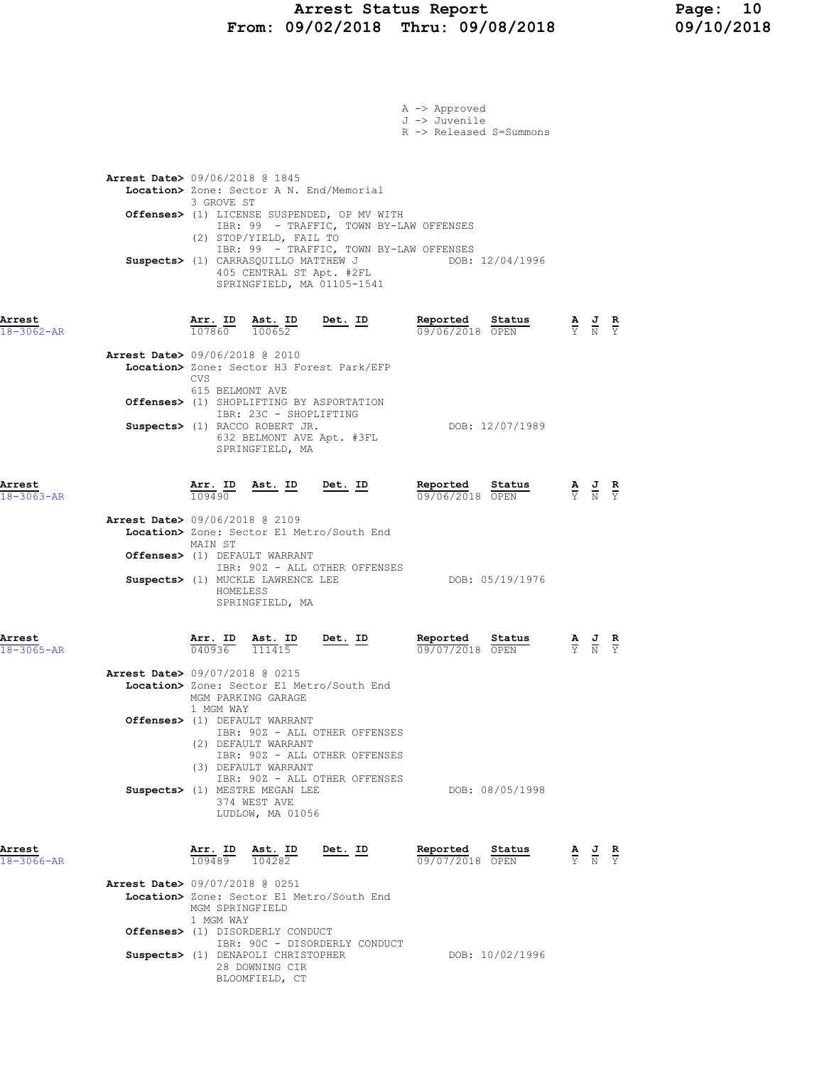# Arrest Status Report
## From: 09/02/2018 Thru: 09/08/2018

A -> Approved
J -> Juvenile
R -> Released S=Summons

**Arrest Date>** 09/06/2018 @ 1845
**Location>** Zone: Sector A N. End/Memorial
3 GROVE ST
**Offenses>** (1) LICENSE SUSPENDED, OP MV WITH
IBR: 99 - TRAFFIC, TOWN BY-LAW OFFENSES
(2) STOP/YIELD, FAIL TO
IBR: 99 - TRAFFIC, TOWN BY-LAW OFFENSES
**Suspects>** (1) CARRASQUILLO MATTHEW J — DOB: 12/04/1996
405 CENTRAL ST Apt. #2FL
SPRINGFIELD, MA 01105-1541

| Arrest | Arr. ID | Ast. ID | Det. ID | Reported | Status | A | J | R |
|---|---|---|---|---|---|---|---|---|
| 18-3062-AR | 107860 | 100652 | | 09/06/2018 | OPEN | Y | N | Y |

**Arrest Date>** 09/06/2018 @ 2010
**Location>** Zone: Sector H3 Forest Park/EFP
CVS
615 BELMONT AVE
**Offenses>** (1) SHOPLIFTING BY ASPORTATION
IBR: 23C - SHOPLIFTING
**Suspects>** (1) RACCO ROBERT JR. — DOB: 12/07/1989
632 BELMONT AVE Apt. #3FL
SPRINGFIELD, MA

| Arrest | Arr. ID | Ast. ID | Det. ID | Reported | Status | A | J | R |
|---|---|---|---|---|---|---|---|---|
| 18-3063-AR | 109490 | | | 09/06/2018 | OPEN | Y | N | Y |

**Arrest Date>** 09/06/2018 @ 2109
**Location>** Zone: Sector E1 Metro/South End
MAIN ST
**Offenses>** (1) DEFAULT WARRANT
IBR: 90Z - ALL OTHER OFFENSES
**Suspects>** (1) MUCKLE LAWRENCE LEE — DOB: 05/19/1976
HOMELESS
SPRINGFIELD, MA

| Arrest | Arr. ID | Ast. ID | Det. ID | Reported | Status | A | J | R |
|---|---|---|---|---|---|---|---|---|
| 18-3065-AR | 040936 | 111415 | | 09/07/2018 | OPEN | Y | N | Y |

**Arrest Date>** 09/07/2018 @ 0215
**Location>** Zone: Sector E1 Metro/South End
MGM PARKING GARAGE
1 MGM WAY
**Offenses>** (1) DEFAULT WARRANT
IBR: 90Z - ALL OTHER OFFENSES
(2) DEFAULT WARRANT
IBR: 90Z - ALL OTHER OFFENSES
(3) DEFAULT WARRANT
IBR: 90Z - ALL OTHER OFFENSES
**Suspects>** (1) MESTRE MEGAN LEE — DOB: 08/05/1998
374 WEST AVE
LUDLOW, MA 01056

| Arrest | Arr. ID | Ast. ID | Det. ID | Reported | Status | A | J | R |
|---|---|---|---|---|---|---|---|---|
| 18-3066-AR | 109489 | 104282 | | 09/07/2018 | OPEN | Y | N | Y |

**Arrest Date>** 09/07/2018 @ 0251
**Location>** Zone: Sector E1 Metro/South End
MGM SPRINGFIELD
1 MGM WAY
**Offenses>** (1) DISORDERLY CONDUCT
IBR: 90C - DISORDERLY CONDUCT
**Suspects>** (1) DENAPOLI CHRISTOPHER — DOB: 10/02/1996
28 DOWNING CIR
BLOOMFIELD, CT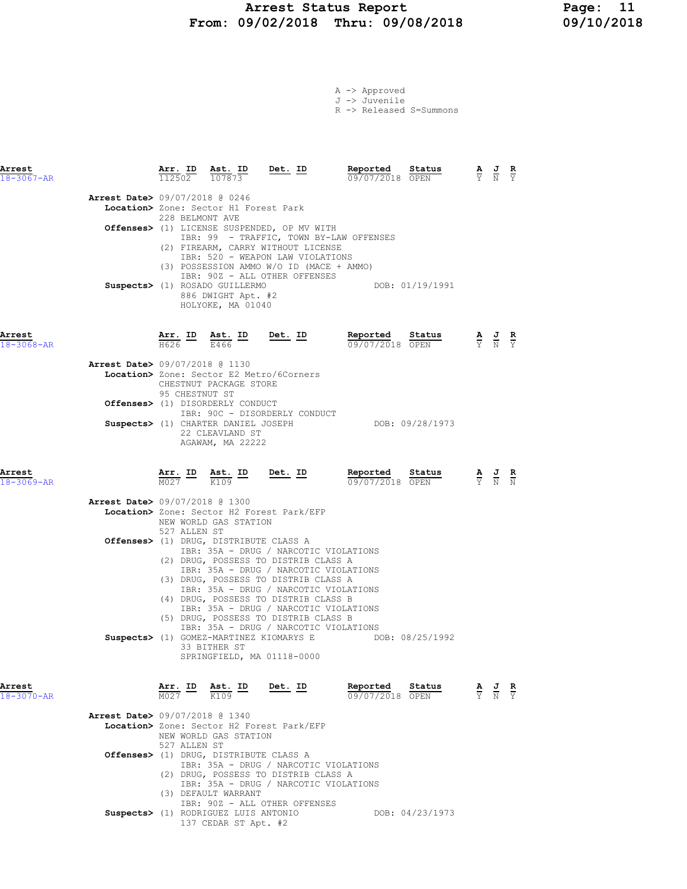# Arrest Status Report
**From: 09/02/2018 Thru: 09/08/2018**

A -> Approved
J -> Juvenile
R -> Released S=Summons

---

| Arrest | Arr. ID | Ast. ID | Det. ID | Reported | Status | A | J | R |
|---|---|---|---|---|---|---|---|---|
| 18-3067-AR | 112502 | 107873 | | 09/07/2018 | OPEN | Y | N | Y |

**Arrest Date>** 09/07/2018 @ 0246
**Location>** Zone: Sector H1 Forest Park
228 BELMONT AVE
**Offenses>** (1) LICENSE SUSPENDED, OP MV WITH
IBR: 99 - TRAFFIC, TOWN BY-LAW OFFENSES
(2) FIREARM, CARRY WITHOUT LICENSE
IBR: 520 - WEAPON LAW VIOLATIONS
(3) POSSESSION AMMO W/O ID (MACE + AMMO)
IBR: 90Z - ALL OTHER OFFENSES
**Suspects>** (1) ROSADO GUILLERMO — DOB: 01/19/1991
886 DWIGHT Apt. #2
HOLYOKE, MA 01040

---

| Arrest | Arr. ID | Ast. ID | Det. ID | Reported | Status | A | J | R |
|---|---|---|---|---|---|---|---|---|
| 18-3068-AR | H626 | E466 | | 09/07/2018 | OPEN | Y | N | Y |

**Arrest Date>** 09/07/2018 @ 1130
**Location>** Zone: Sector E2 Metro/6Corners
CHESTNUT PACKAGE STORE
95 CHESTNUT ST
**Offenses>** (1) DISORDERLY CONDUCT
IBR: 90C - DISORDERLY CONDUCT
**Suspects>** (1) CHARTER DANIEL JOSEPH — DOB: 09/28/1973
22 CLEAVLAND ST
AGAWAM, MA 22222

---

| Arrest | Arr. ID | Ast. ID | Det. ID | Reported | Status | A | J | R |
|---|---|---|---|---|---|---|---|---|
| 18-3069-AR | M027 | K109 | | 09/07/2018 | OPEN | Y | N | N |

**Arrest Date>** 09/07/2018 @ 1300
**Location>** Zone: Sector H2 Forest Park/EFP
NEW WORLD GAS STATION
527 ALLEN ST
**Offenses>** (1) DRUG, DISTRIBUTE CLASS A
IBR: 35A - DRUG / NARCOTIC VIOLATIONS
(2) DRUG, POSSESS TO DISTRIB CLASS A
IBR: 35A - DRUG / NARCOTIC VIOLATIONS
(3) DRUG, POSSESS TO DISTRIB CLASS A
IBR: 35A - DRUG / NARCOTIC VIOLATIONS
(4) DRUG, POSSESS TO DISTRIB CLASS B
IBR: 35A - DRUG / NARCOTIC VIOLATIONS
(5) DRUG, POSSESS TO DISTRIB CLASS B
IBR: 35A - DRUG / NARCOTIC VIOLATIONS
**Suspects>** (1) GOMEZ-MARTINEZ KIOMARYS E — DOB: 08/25/1992
33 BITHER ST
SPRINGFIELD, MA 01118-0000

---

| Arrest | Arr. ID | Ast. ID | Det. ID | Reported | Status | A | J | R |
|---|---|---|---|---|---|---|---|---|
| 18-3070-AR | M027 | K109 | | 09/07/2018 | OPEN | Y | N | Y |

**Arrest Date>** 09/07/2018 @ 1340
**Location>** Zone: Sector H2 Forest Park/EFP
NEW WORLD GAS STATION
527 ALLEN ST
**Offenses>** (1) DRUG, DISTRIBUTE CLASS A
IBR: 35A - DRUG / NARCOTIC VIOLATIONS
(2) DRUG, POSSESS TO DISTRIB CLASS A
IBR: 35A - DRUG / NARCOTIC VIOLATIONS
(3) DEFAULT WARRANT
IBR: 90Z - ALL OTHER OFFENSES
**Suspects>** (1) RODRIGUEZ LUIS ANTONIO — DOB: 04/23/1973
137 CEDAR ST Apt. #2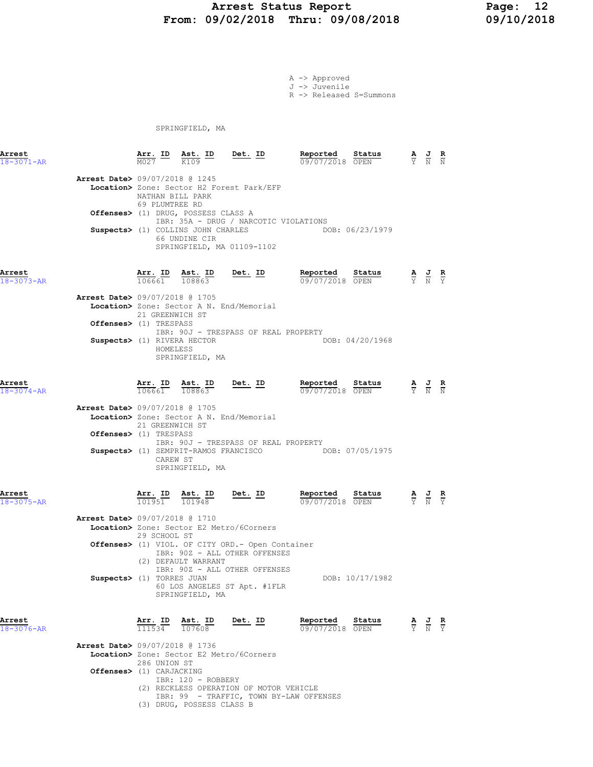# Arrest Status Report
## From: 09/02/2018 Thru: 09/08/2018

A -> Approved
J -> Juvenile
R -> Released S=Summons

SPRINGFIELD, MA

| Arrest | Arr. ID | Ast. ID | Det. ID | Reported | Status | A | J | R |
|---|---|---|---|---|---|---|---|---|
| 18-3071-AR | M027 | K109 | | 09/07/2018 | OPEN | Y | N | N |

**Arrest Date>** 09/07/2018 @ 1245
**Location>** Zone: Sector H2 Forest Park/EFP
NATHAN BILL PARK
69 PLUMTREE RD
**Offenses>** (1) DRUG, POSSESS CLASS A
IBR: 35A - DRUG / NARCOTIC VIOLATIONS
**Suspects>** (1) COLLINS JOHN CHARLES DOB: 06/23/1979
66 UNDINE CIR
SPRINGFIELD, MA 01109-1102

| Arrest | Arr. ID | Ast. ID | Det. ID | Reported | Status | A | J | R |
|---|---|---|---|---|---|---|---|---|
| 18-3073-AR | 106661 | 108863 | | 09/07/2018 | OPEN | Y | N | Y |

**Arrest Date>** 09/07/2018 @ 1705
**Location>** Zone: Sector A N. End/Memorial
21 GREENWICH ST
**Offenses>** (1) TRESPASS
IBR: 90J - TRESPASS OF REAL PROPERTY
**Suspects>** (1) RIVERA HECTOR DOB: 04/20/1968
HOMELESS
SPRINGFIELD, MA

| Arrest | Arr. ID | Ast. ID | Det. ID | Reported | Status | A | J | R |
|---|---|---|---|---|---|---|---|---|
| 18-3074-AR | 106661 | 108863 | | 09/07/2018 | OPEN | Y | N | N |

**Arrest Date>** 09/07/2018 @ 1705
**Location>** Zone: Sector A N. End/Memorial
21 GREENWICH ST
**Offenses>** (1) TRESPASS
IBR: 90J - TRESPASS OF REAL PROPERTY
**Suspects>** (1) SEMPRIT-RAMOS FRANCISCO DOB: 07/05/1975
CAREW ST
SPRINGFIELD, MA

| Arrest | Arr. ID | Ast. ID | Det. ID | Reported | Status | A | J | R |
|---|---|---|---|---|---|---|---|---|
| 18-3075-AR | 101951 | 101948 | | 09/07/2018 | OPEN | Y | N | Y |

**Arrest Date>** 09/07/2018 @ 1710
**Location>** Zone: Sector E2 Metro/6Corners
29 SCHOOL ST
**Offenses>** (1) VIOL. OF CITY ORD.- Open Container
IBR: 90Z - ALL OTHER OFFENSES
(2) DEFAULT WARRANT
IBR: 90Z - ALL OTHER OFFENSES
**Suspects>** (1) TORRES JUAN DOB: 10/17/1982
60 LOS ANGELES ST Apt. #1FLR
SPRINGFIELD, MA

| Arrest | Arr. ID | Ast. ID | Det. ID | Reported | Status | A | J | R |
|---|---|---|---|---|---|---|---|---|
| 18-3076-AR | 111534 | 107608 | | 09/07/2018 | OPEN | Y | N | Y |

**Arrest Date>** 09/07/2018 @ 1736
**Location>** Zone: Sector E2 Metro/6Corners
286 UNION ST
**Offenses>** (1) CARJACKING
IBR: 120 - ROBBERY
(2) RECKLESS OPERATION OF MOTOR VEHICLE
IBR: 99 - TRAFFIC, TOWN BY-LAW OFFENSES
(3) DRUG, POSSESS CLASS B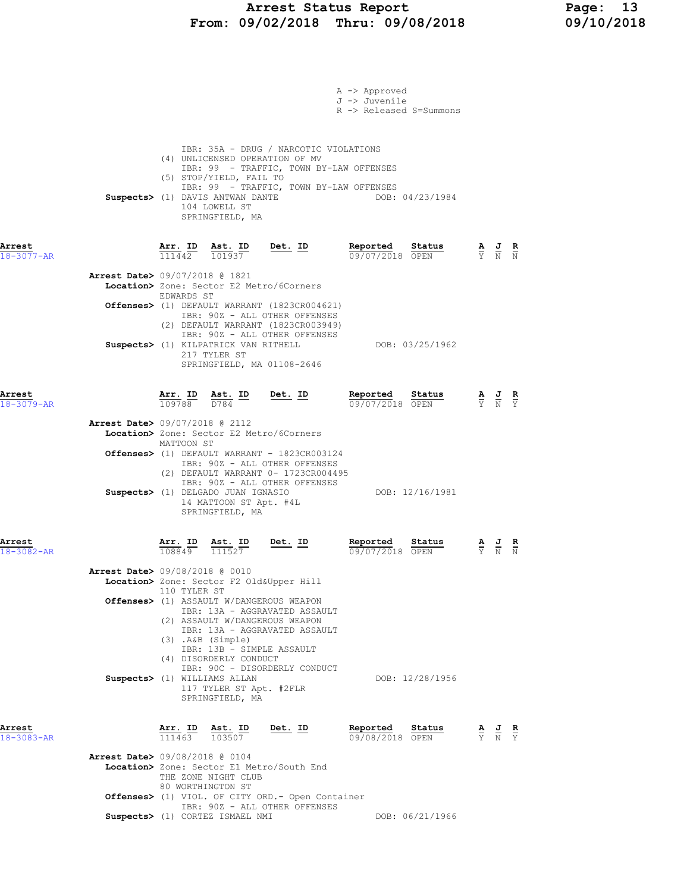A -> Approved
J -> Juvenile
R -> Released S=Summons

IBR: 35A - DRUG / NARCOTIC VIOLATIONS
(4) UNLICENSED OPERATION OF MV
IBR: 99 - TRAFFIC, TOWN BY-LAW OFFENSES
(5) STOP/YIELD, FAIL TO
IBR: 99 - TRAFFIC, TOWN BY-LAW OFFENSES

**Suspects>** (1) DAVIS ANTWAN DANTE — DOB: 04/23/1984
104 LOWELL ST
SPRINGFIELD, MA

---

**Arrest** 18-3077-AR

| Arr. ID | Ast. ID | Det. ID | Reported | Status | A | J | R |
|---|---|---|---|---|---|---|---|
| 111442 | 101937 | | 09/07/2018 | OPEN | Y | N | N |

**Arrest Date>** 09/07/2018 @ 1821
**Location>** Zone: Sector E2 Metro/6Corners
EDWARDS ST
**Offenses>** (1) DEFAULT WARRANT (1823CR004621)
IBR: 90Z - ALL OTHER OFFENSES
(2) DEFAULT WARRANT (1823CR003949)
IBR: 90Z - ALL OTHER OFFENSES
**Suspects>** (1) KILPATRICK VAN RITHELL — DOB: 03/25/1962
217 TYLER ST
SPRINGFIELD, MA 01108-2646

---

**Arrest** 18-3079-AR

| Arr. ID | Ast. ID | Det. ID | Reported | Status | A | J | R |
|---|---|---|---|---|---|---|---|
| 109788 | D784 | | 09/07/2018 | OPEN | Y | N | Y |

**Arrest Date>** 09/07/2018 @ 2112
**Location>** Zone: Sector E2 Metro/6Corners
MATTOON ST
**Offenses>** (1) DEFAULT WARRANT - 1823CR003124
IBR: 90Z - ALL OTHER OFFENSES
(2) DEFAULT WARRANT 0- 1723CR004495
IBR: 90Z - ALL OTHER OFFENSES
**Suspects>** (1) DELGADO JUAN IGNASIO — DOB: 12/16/1981
14 MATTOON ST Apt. #4L
SPRINGFIELD, MA

---

**Arrest** 18-3082-AR

| Arr. ID | Ast. ID | Det. ID | Reported | Status | A | J | R |
|---|---|---|---|---|---|---|---|
| 108849 | 111527 | | 09/07/2018 | OPEN | Y | N | N |

**Arrest Date>** 09/08/2018 @ 0010
**Location>** Zone: Sector F2 Old&Upper Hill
110 TYLER ST
**Offenses>** (1) ASSAULT W/DANGEROUS WEAPON
IBR: 13A - AGGRAVATED ASSAULT
(2) ASSAULT W/DANGEROUS WEAPON
IBR: 13A - AGGRAVATED ASSAULT
(3) .A&B (Simple)
IBR: 13B - SIMPLE ASSAULT
(4) DISORDERLY CONDUCT
IBR: 90C - DISORDERLY CONDUCT
**Suspects>** (1) WILLIAMS ALLAN — DOB: 12/28/1956
117 TYLER ST Apt. #2FLR
SPRINGFIELD, MA

---

**Arrest** 18-3083-AR

| Arr. ID | Ast. ID | Det. ID | Reported | Status | A | J | R |
|---|---|---|---|---|---|---|---|
| 111463 | 103507 | | 09/08/2018 | OPEN | Y | N | Y |

**Arrest Date>** 09/08/2018 @ 0104
**Location>** Zone: Sector E1 Metro/South End
THE ZONE NIGHT CLUB
80 WORTHINGTON ST
**Offenses>** (1) VIOL. OF CITY ORD.- Open Container
IBR: 90Z - ALL OTHER OFFENSES
**Suspects>** (1) CORTEZ ISMAEL NMI — DOB: 06/21/1966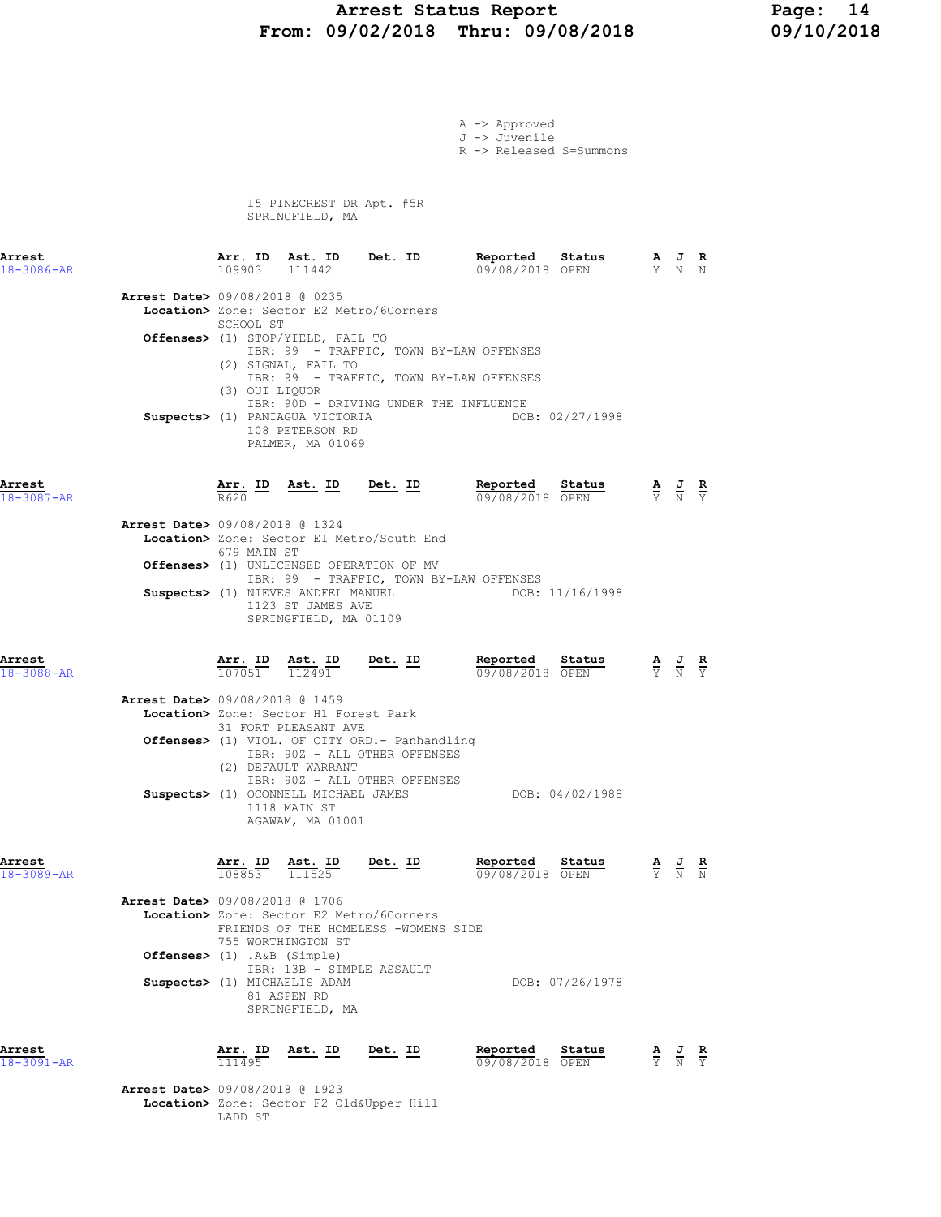A -> Approved
J -> Juvenile
R -> Released S=Summons

15 PINECREST DR Apt. #5R
SPRINGFIELD, MA

| Arrest | Arr. ID | Ast. ID | Det. ID | Reported | Status | A | J | R |
|---|---|---|---|---|---|---|---|---|
| 18-3086-AR | 109903 | 111442 | | 09/08/2018 | OPEN | Y | N | N |

**Arrest Date>** 09/08/2018 @ 0235
**Location>** Zone: Sector E2 Metro/6Corners
SCHOOL ST
**Offenses>** (1) STOP/YIELD, FAIL TO
IBR: 99 - TRAFFIC, TOWN BY-LAW OFFENSES
(2) SIGNAL, FAIL TO
IBR: 99 - TRAFFIC, TOWN BY-LAW OFFENSES
(3) OUI LIQUOR
IBR: 90D - DRIVING UNDER THE INFLUENCE
**Suspects>** (1) PANIAGUA VICTORIA DOB: 02/27/1998
108 PETERSON RD
PALMER, MA 01069

| Arrest | Arr. ID | Ast. ID | Det. ID | Reported | Status | A | J | R |
|---|---|---|---|---|---|---|---|---|
| 18-3087-AR | R620 | | | 09/08/2018 | OPEN | Y | N | Y |

**Arrest Date>** 09/08/2018 @ 1324
**Location>** Zone: Sector E1 Metro/South End
679 MAIN ST
**Offenses>** (1) UNLICENSED OPERATION OF MV
IBR: 99 - TRAFFIC, TOWN BY-LAW OFFENSES
**Suspects>** (1) NIEVES ANDFEL MANUEL DOB: 11/16/1998
1123 ST JAMES AVE
SPRINGFIELD, MA 01109

| Arrest | Arr. ID | Ast. ID | Det. ID | Reported | Status | A | J | R |
|---|---|---|---|---|---|---|---|---|
| 18-3088-AR | 107051 | 112491 | | 09/08/2018 | OPEN | Y | N | Y |

**Arrest Date>** 09/08/2018 @ 1459
**Location>** Zone: Sector H1 Forest Park
31 FORT PLEASANT AVE
**Offenses>** (1) VIOL. OF CITY ORD.- Panhandling
IBR: 90Z - ALL OTHER OFFENSES
(2) DEFAULT WARRANT
IBR: 90Z - ALL OTHER OFFENSES
**Suspects>** (1) OCONNELL MICHAEL JAMES DOB: 04/02/1988
1118 MAIN ST
AGAWAM, MA 01001

| Arrest | Arr. ID | Ast. ID | Det. ID | Reported | Status | A | J | R |
|---|---|---|---|---|---|---|---|---|
| 18-3089-AR | 108853 | 111525 | | 09/08/2018 | OPEN | Y | N | N |

**Arrest Date>** 09/08/2018 @ 1706
**Location>** Zone: Sector E2 Metro/6Corners
FRIENDS OF THE HOMELESS -WOMENS SIDE
755 WORTHINGTON ST
**Offenses>** (1) .A&B (Simple)
IBR: 13B - SIMPLE ASSAULT
**Suspects>** (1) MICHAELIS ADAM DOB: 07/26/1978
81 ASPEN RD
SPRINGFIELD, MA

| Arrest | Arr. ID | Ast. ID | Det. ID | Reported | Status | A | J | R |
|---|---|---|---|---|---|---|---|---|
| 18-3091-AR | 111495 | | | 09/08/2018 | OPEN | Y | N | Y |

**Arrest Date>** 09/08/2018 @ 1923
**Location>** Zone: Sector F2 Old&Upper Hill
LADD ST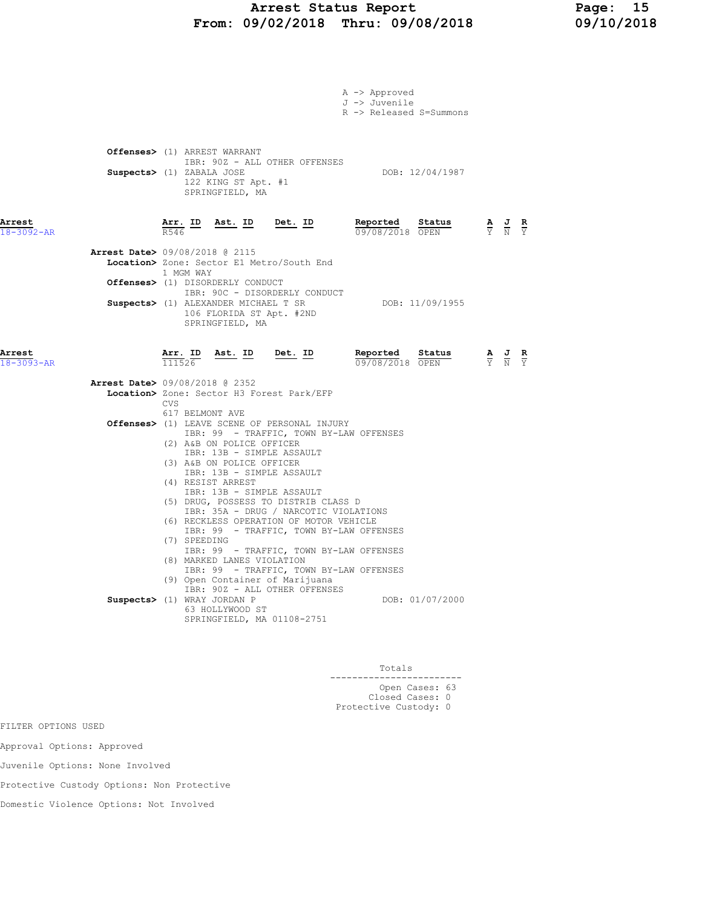A -> Approved
J -> Juvenile
R -> Released S=Summons

**Offenses>** (1) ARREST WARRANT
IBR: 90Z - ALL OTHER OFFENSES
**Suspects>** (1) ZABALA JOSE — DOB: 12/04/1987
122 KING ST Apt. #1
SPRINGFIELD, MA

| Arrest | Arr. ID | Ast. ID | Det. ID | Reported | Status | A | J | R |
|---|---|---|---|---|---|---|---|---|
| 18-3092-AR | R546 | | | 09/08/2018 | OPEN | Y | N | Y |

**Arrest Date>** 09/08/2018 @ 2115
**Location>** Zone: Sector E1 Metro/South End
1 MGM WAY
**Offenses>** (1) DISORDERLY CONDUCT
IBR: 90C - DISORDERLY CONDUCT
**Suspects>** (1) ALEXANDER MICHAEL T SR — DOB: 11/09/1955
106 FLORIDA ST Apt. #2ND
SPRINGFIELD, MA

| Arrest | Arr. ID | Ast. ID | Det. ID | Reported | Status | A | J | R |
|---|---|---|---|---|---|---|---|---|
| 18-3093-AR | 111526 | | | 09/08/2018 | OPEN | Y | N | Y |

**Arrest Date>** 09/08/2018 @ 2352
**Location>** Zone: Sector H3 Forest Park/EFP
CVS
617 BELMONT AVE
**Offenses>** (1) LEAVE SCENE OF PERSONAL INJURY
IBR: 99 - TRAFFIC, TOWN BY-LAW OFFENSES
(2) A&B ON POLICE OFFICER
IBR: 13B - SIMPLE ASSAULT
(3) A&B ON POLICE OFFICER
IBR: 13B - SIMPLE ASSAULT
(4) RESIST ARREST
IBR: 13B - SIMPLE ASSAULT
(5) DRUG, POSSESS TO DISTRIB CLASS D
IBR: 35A - DRUG / NARCOTIC VIOLATIONS
(6) RECKLESS OPERATION OF MOTOR VEHICLE
IBR: 99 - TRAFFIC, TOWN BY-LAW OFFENSES
(7) SPEEDING
IBR: 99 - TRAFFIC, TOWN BY-LAW OFFENSES
(8) MARKED LANES VIOLATION
IBR: 99 - TRAFFIC, TOWN BY-LAW OFFENSES
(9) Open Container of Marijuana
IBR: 90Z - ALL OTHER OFFENSES
**Suspects>** (1) WRAY JORDAN P — DOB: 01/07/2000
63 HOLLYWOOD ST
SPRINGFIELD, MA 01108-2751

Totals
------------------------
Open Cases: 63
Closed Cases: 0
Protective Custody: 0

FILTER OPTIONS USED

Approval Options: Approved

Juvenile Options: None Involved

Protective Custody Options: Non Protective

Domestic Violence Options: Not Involved